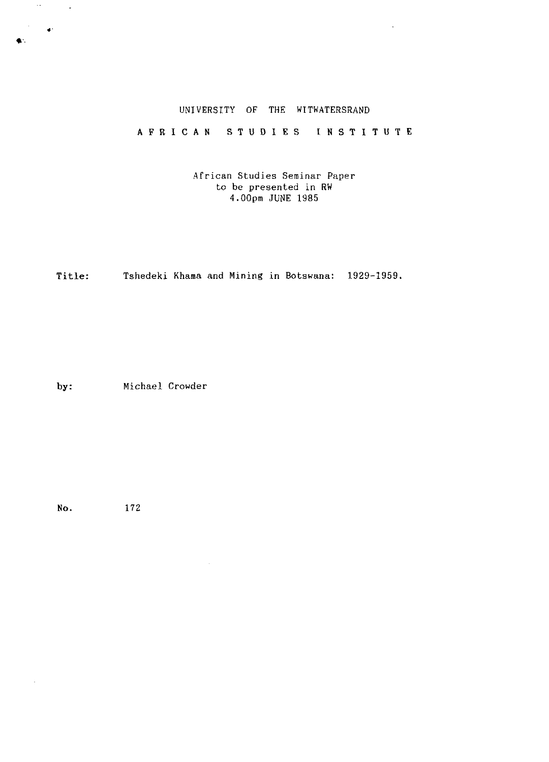UNIVERSITY OF THE WITWATERSRAND

# AFRICAN STUDIES INSTITUTE

African Studies Seminar Paper
to be presented in RW
4.00pm JUNE 1985

Title: Tshedeki Khama and Mining in Botswana: 1929-1959.

by: Michael Crowder

No. 172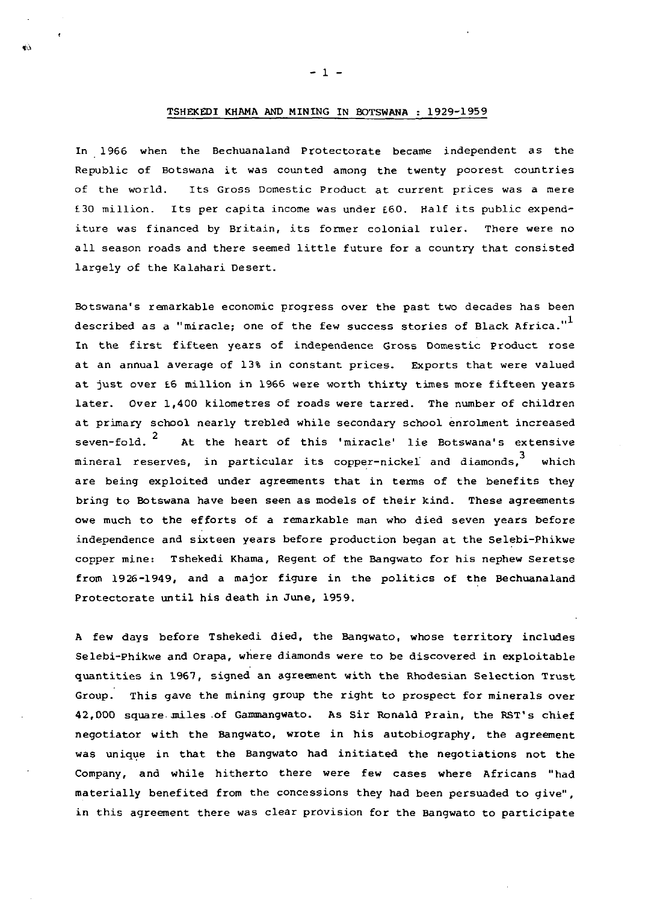## TSHEKEDI KHAMA AND MINING IN BOTSWANA : 1929-1959

In 1966 when the Bechuanaland Protectorate became independent as the Republic of Botswana it was counted among the twenty poorest countries of the world. Its Gross Domestic Product at current prices was a mere £30 million. Its per capita income was under £60. Half its public expenditure was financed by Britain, its former colonial ruler. There were no all season roads and there seemed little future for a country that consisted largely of the Kalahari Desert.

Botswana's remarkable economic progress over the past two decades has been described as a "miracle; one of the few success stories of Black Africa."[1] In the first fifteen years of independence Gross Domestic Product rose at an annual average of 13% in constant prices. Exports that were valued at just over £6 million in 1966 were worth thirty times more fifteen years later. Over 1,400 kilometres of roads were tarred. The number of children at primary school nearly trebled while secondary school enrolment increased seven-fold.[2] At the heart of this 'miracle' lie Botswana's extensive mineral reserves, in particular its copper-nickel and diamonds,[3] which are being exploited under agreements that in terms of the benefits they bring to Botswana have been seen as models of their kind. These agreements owe much to the efforts of a remarkable man who died seven years before independence and sixteen years before production began at the Selebi-Phikwe copper mine: Tshekedi Khama, Regent of the Bangwato for his nephew Seretse from 1926-1949, and a major figure in the politics of the Bechuanaland Protectorate until his death in June, 1959.

A few days before Tshekedi died, the Bangwato, whose territory includes Selebi-Phikwe and Orapa, where diamonds were to be discovered in exploitable quantities in 1967, signed an agreement with the Rhodesian Selection Trust Group. This gave the mining group the right to prospect for minerals over 42,000 square miles of Gammangwato. As Sir Ronald Prain, the RST's chief negotiator with the Bangwato, wrote in his autobiography, the agreement was unique in that the Bangwato had initiated the negotiations not the Company, and while hitherto there were few cases where Africans "had materially benefited from the concessions they had been persuaded to give", in this agreement there was clear provision for the Bangwato to participate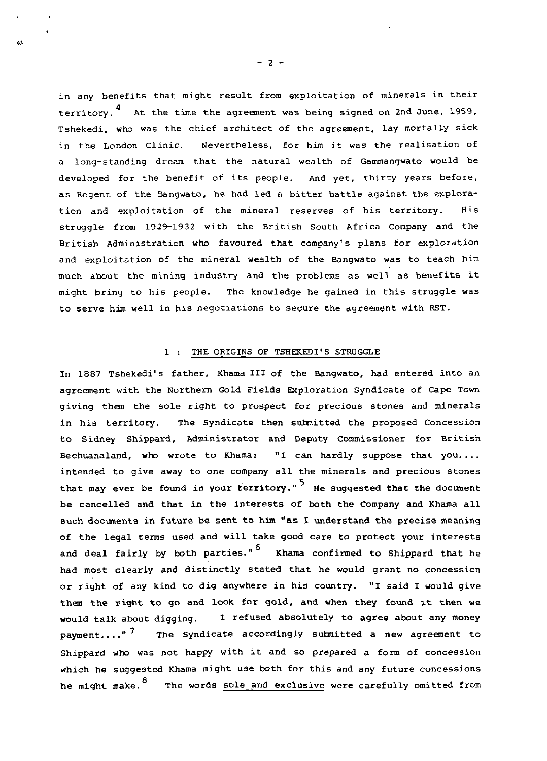in any benefits that might result from exploitation of minerals in their territory.[4] At the time the agreement was being signed on 2nd June, 1959, Tshekedi, who was the chief architect of the agreement, lay mortally sick in the London Clinic. Nevertheless, for him it was the realisation of a long-standing dream that the natural wealth of Gammangwato would be developed for the benefit of its people. And yet, thirty years before, as Regent of the Bangwato, he had led a bitter battle against the exploration and exploitation of the mineral reserves of his territory. His struggle from 1929-1932 with the British South Africa Company and the British Administration who favoured that company's plans for exploration and exploitation of the mineral wealth of the Bangwato was to teach him much about the mining industry and the problems as well as benefits it might bring to his people. The knowledge he gained in this struggle was to serve him well in his negotiations to secure the agreement with RST.

## 1 : THE ORIGINS OF TSHEKEDI'S STRUGGLE

In 1887 Tshekedi's father, Khama III of the Bangwato, had entered into an agreement with the Northern Gold Fields Exploration Syndicate of Cape Town giving them the sole right to prospect for precious stones and minerals in his territory. The Syndicate then submitted the proposed Concession to Sidney Shippard, Administrator and Deputy Commissioner for British Bechuanaland, who wrote to Khama: "I can hardly suppose that you.... intended to give away to one company all the minerals and precious stones that may ever be found in your territory."[5] He suggested that the document be cancelled and that in the interests of both the Company and Khama all such documents in future be sent to him "as I understand the precise meaning of the legal terms used and will take good care to protect your interests and deal fairly by both parties."[6] Khama confirmed to Shippard that he had most clearly and distinctly stated that he would grant no concession or right of any kind to dig anywhere in his country. "I said I would give them the right to go and look for gold, and when they found it then we would talk about digging. I refused absolutely to agree about any money payment...."[7] The Syndicate accordingly submitted a new agreement to Shippard who was not happy with it and so prepared a form of concession which he suggested Khama might use both for this and any future concessions he might make.[8] The words sole and exclusive were carefully omitted from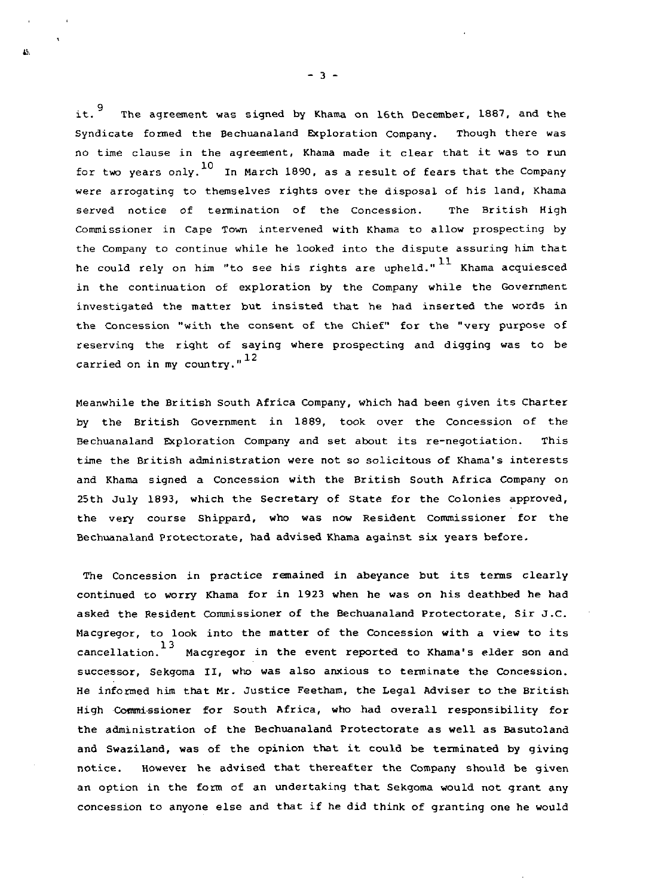it.[9] The agreement was signed by Khama on 16th December, 1887, and the Syndicate formed the Bechuanaland Exploration Company. Though there was no time clause in the agreement, Khama made it clear that it was to run for two years only.[10] In March 1890, as a result of fears that the Company were arrogating to themselves rights over the disposal of his land, Khama served notice of termination of the Concession. The British High Commissioner in Cape Town intervened with Khama to allow prospecting by the Company to continue while he looked into the dispute assuring him that he could rely on him "to see his rights are upheld."[11] Khama acquiesced in the continuation of exploration by the Company while the Government investigated the matter but insisted that he had inserted the words in the Concession "with the consent of the Chief" for the "very purpose of reserving the right of saying where prospecting and digging was to be carried on in my country."[12]

Meanwhile the British South Africa Company, which had been given its Charter by the British Government in 1889, took over the Concession of the Bechuanaland Exploration Company and set about its re-negotiation. This time the British administration were not so solicitous of Khama's interests and Khama signed a Concession with the British South Africa Company on 25th July 1893, which the Secretary of State for the Colonies approved, the very course Shippard, who was now Resident Commissioner for the Bechuanaland Protectorate, had advised Khama against six years before.

The Concession in practice remained in abeyance but its terms clearly continued to worry Khama for in 1923 when he was on his deathbed he had asked the Resident Commissioner of the Bechuanaland Protectorate, Sir J.C. Macgregor, to look into the matter of the Concession with a view to its cancellation.[13] Macgregor in the event reported to Khama's elder son and successor, Sekgoma II, who was also anxious to terminate the Concession. He informed him that Mr. Justice Feetham, the Legal Adviser to the British High Commissioner for South Africa, who had overall responsibility for the administration of the Bechuanaland Protectorate as well as Basutoland and Swaziland, was of the opinion that it could be terminated by giving notice. However he advised that thereafter the Company should be given an option in the form of an undertaking that Sekgoma would not grant any concession to anyone else and that if he did think of granting one he would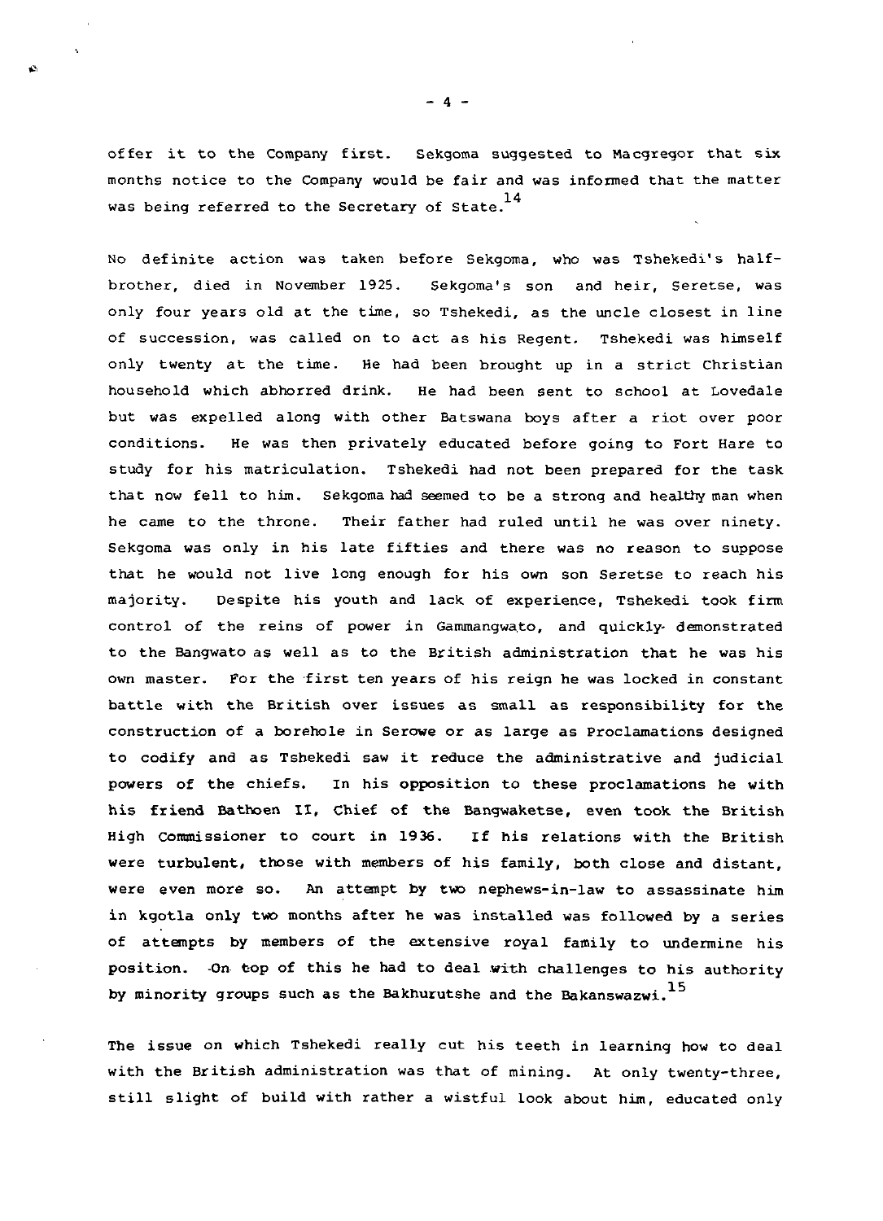offer it to the Company first. Sekgoma suggested to Macgregor that six months notice to the Company would be fair and was informed that the matter was being referred to the Secretary of State.[14]

No definite action was taken before Sekgoma, who was Tshekedi's half-brother, died in November 1925. Sekgoma's son and heir, Seretse, was only four years old at the time, so Tshekedi, as the uncle closest in line of succession, was called on to act as his Regent. Tshekedi was himself only twenty at the time. He had been brought up in a strict Christian household which abhorred drink. He had been sent to school at Lovedale but was expelled along with other Batswana boys after a riot over poor conditions. He was then privately educated before going to Fort Hare to study for his matriculation. Tshekedi had not been prepared for the task that now fell to him. Sekgoma had seemed to be a strong and healthy man when he came to the throne. Their father had ruled until he was over ninety. Sekgoma was only in his late fifties and there was no reason to suppose that he would not live long enough for his own son Seretse to reach his majority. Despite his youth and lack of experience, Tshekedi took firm control of the reins of power in Gammangwato, and quickly demonstrated to the Bangwato as well as to the British administration that he was his own master. For the first ten years of his reign he was locked in constant battle with the British over issues as small as responsibility for the construction of a borehole in Serowe or as large as Proclamations designed to codify and as Tshekedi saw it reduce the administrative and judicial powers of the chiefs. In his opposition to these proclamations he with his friend Bathoen II, Chief of the Bangwaketse, even took the British High Commissioner to court in 1936. If his relations with the British were turbulent, those with members of his family, both close and distant, were even more so. An attempt by two nephews-in-law to assassinate him in kgotla only two months after he was installed was followed by a series of attempts by members of the extensive royal family to undermine his position. On top of this he had to deal with challenges to his authority by minority groups such as the Bakhurutshe and the Bakanswazwi.[15]

The issue on which Tshekedi really cut his teeth in learning how to deal with the British administration was that of mining. At only twenty-three, still slight of build with rather a wistful look about him, educated only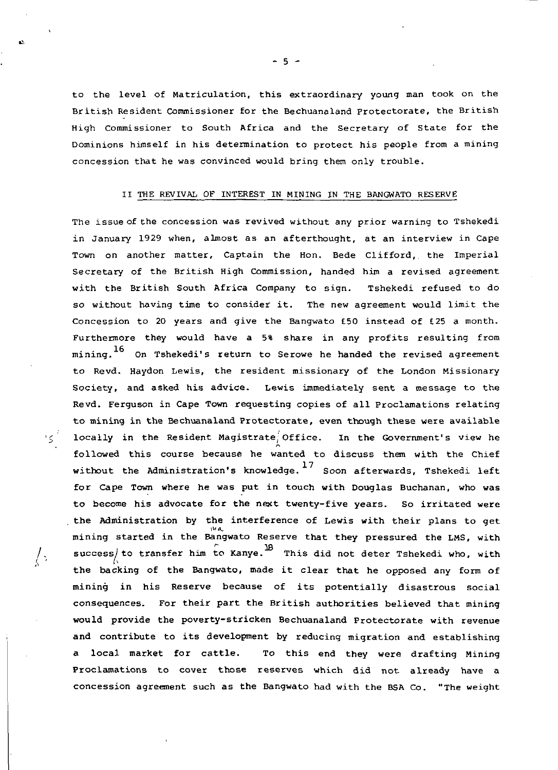to the level of Matriculation, this extraordinary young man took on the British Resident Commissioner for the Bechuanaland Protectorate, the British High Commissioner to South Africa and the Secretary of State for the Dominions himself in his determination to protect his people from a mining concession that he was convinced would bring them only trouble.

## II THE REVIVAL OF INTEREST IN MINING IN THE BANGWATO RESERVE

The issue of the concession was revived without any prior warning to Tshekedi in January 1929 when, almost as an afterthought, at an interview in Cape Town on another matter, Captain the Hon. Bede Clifford, the Imperial Secretary of the British High Commission, handed him a revised agreement with the British South Africa Company to sign. Tshekedi refused to do so without having time to consider it. The new agreement would limit the Concession to 20 years and give the Bangwato £50 instead of £25 a month. Furthermore they would have a 5% share in any profits resulting from mining.[16] On Tshekedi's return to Serowe he handed the revised agreement to Revd. Haydon Lewis, the resident missionary of the London Missionary Society, and asked his advice. Lewis immediately sent a message to the Revd. Ferguson in Cape Town requesting copies of all Proclamations relating to mining in the Bechuanaland Protectorate, even though these were available locally in the Resident Magistrate's Office. In the Government's view he followed this course because he wanted to discuss them with the Chief without the Administration's knowledge.[17] Soon afterwards, Tshekedi left for Cape Town where he was put in touch with Douglas Buchanan, who was to become his advocate for the next twenty-five years. So irritated were the Administration by the interference of Lewis with their plans to get mining started in the Bangwato Reserve that they pressured the LMS, with success, to transfer him to Kanye.[18] This did not deter Tshekedi who, with the backing of the Bangwato, made it clear that he opposed any form of mining in his Reserve because of its potentially disastrous social consequences. For their part the British authorities believed that mining would provide the poverty-stricken Bechuanaland Protectorate with revenue and contribute to its development by reducing migration and establishing a local market for cattle. To this end they were drafting Mining Proclamations to cover those reserves which did not already have a concession agreement such as the Bangwato had with the BSA Co. "The weight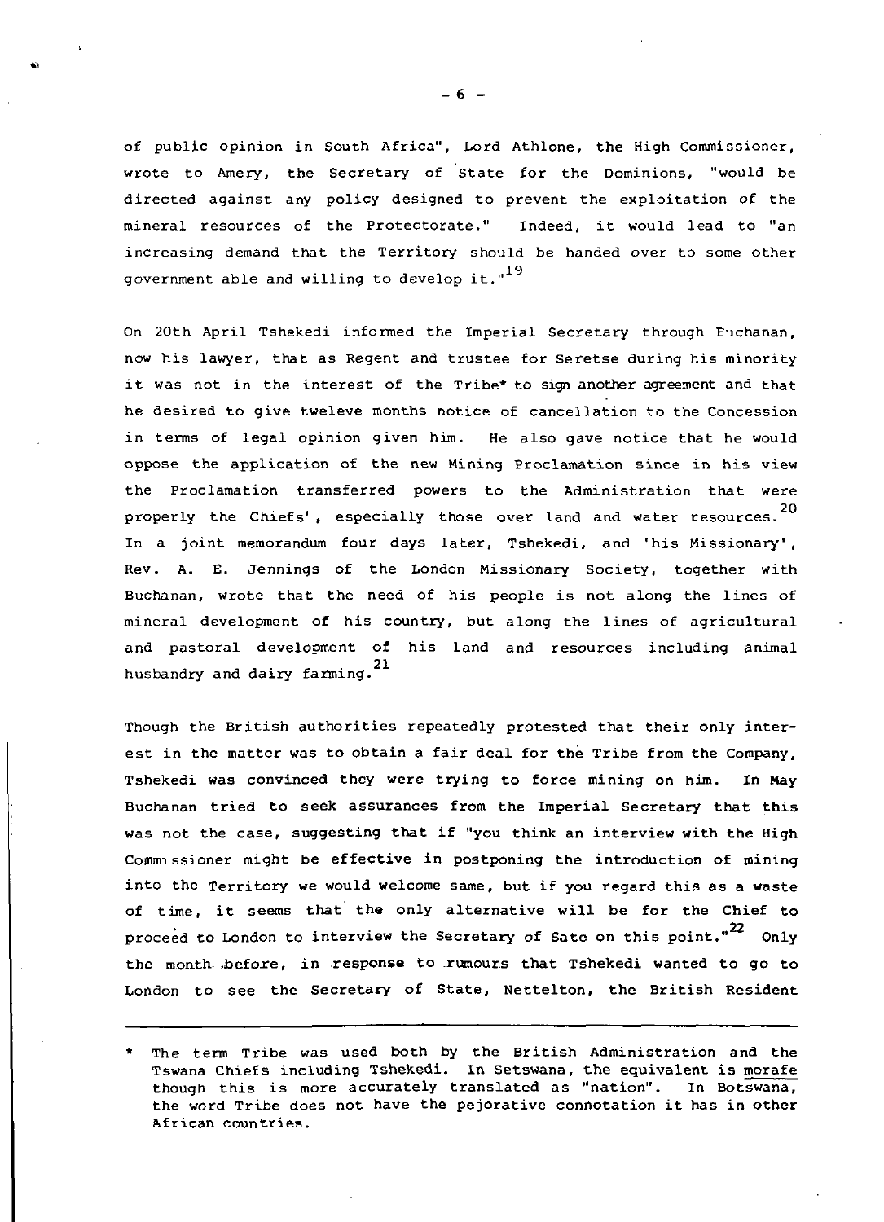of public opinion in South Africa", Lord Athlone, the High Commissioner, wrote to Amery, the Secretary of State for the Dominions, "would be directed against any policy designed to prevent the exploitation of the mineral resources of the Protectorate." Indeed, it would lead to "an increasing demand that the Territory should be handed over to some other government able and willing to develop it."[19]

On 20th April Tshekedi informed the Imperial Secretary through Buchanan, now his lawyer, that as Regent and trustee for Seretse during his minority it was not in the interest of the Tribe* to sign another agreement and that he desired to give tweleve months notice of cancellation to the Concession in terms of legal opinion given him. He also gave notice that he would oppose the application of the new Mining Proclamation since in his view the Proclamation transferred powers to the Administration that were properly the Chiefs', especially those over land and water resources.[20] In a joint memorandum four days later, Tshekedi, and 'his Missionary', Rev. A. E. Jennings of the London Missionary Society, together with Buchanan, wrote that the need of his people is not along the lines of mineral development of his country, but along the lines of agricultural and pastoral development of his land and resources including animal husbandry and dairy farming.[21]

Though the British authorities repeatedly protested that their only interest in the matter was to obtain a fair deal for the Tribe from the Company, Tshekedi was convinced they were trying to force mining on him. In May Buchanan tried to seek assurances from the Imperial Secretary that this was not the case, suggesting that if "you think an interview with the High Commissioner might be effective in postponing the introduction of mining into the Territory we would welcome same, but if you regard this as a waste of time, it seems that the only alternative will be for the Chief to proceed to London to interview the Secretary of Sate on this point."[22] Only the month before, in response to rumours that Tshekedi wanted to go to London to see the Secretary of State, Nettelton, the British Resident

---

\* The term Tribe was used both by the British Administration and the Tswana Chiefs including Tshekedi. In Setswana, the equivalent is morafe though this is more accurately translated as "nation". In Botswana, the word Tribe does not have the pejorative connotation it has in other African countries.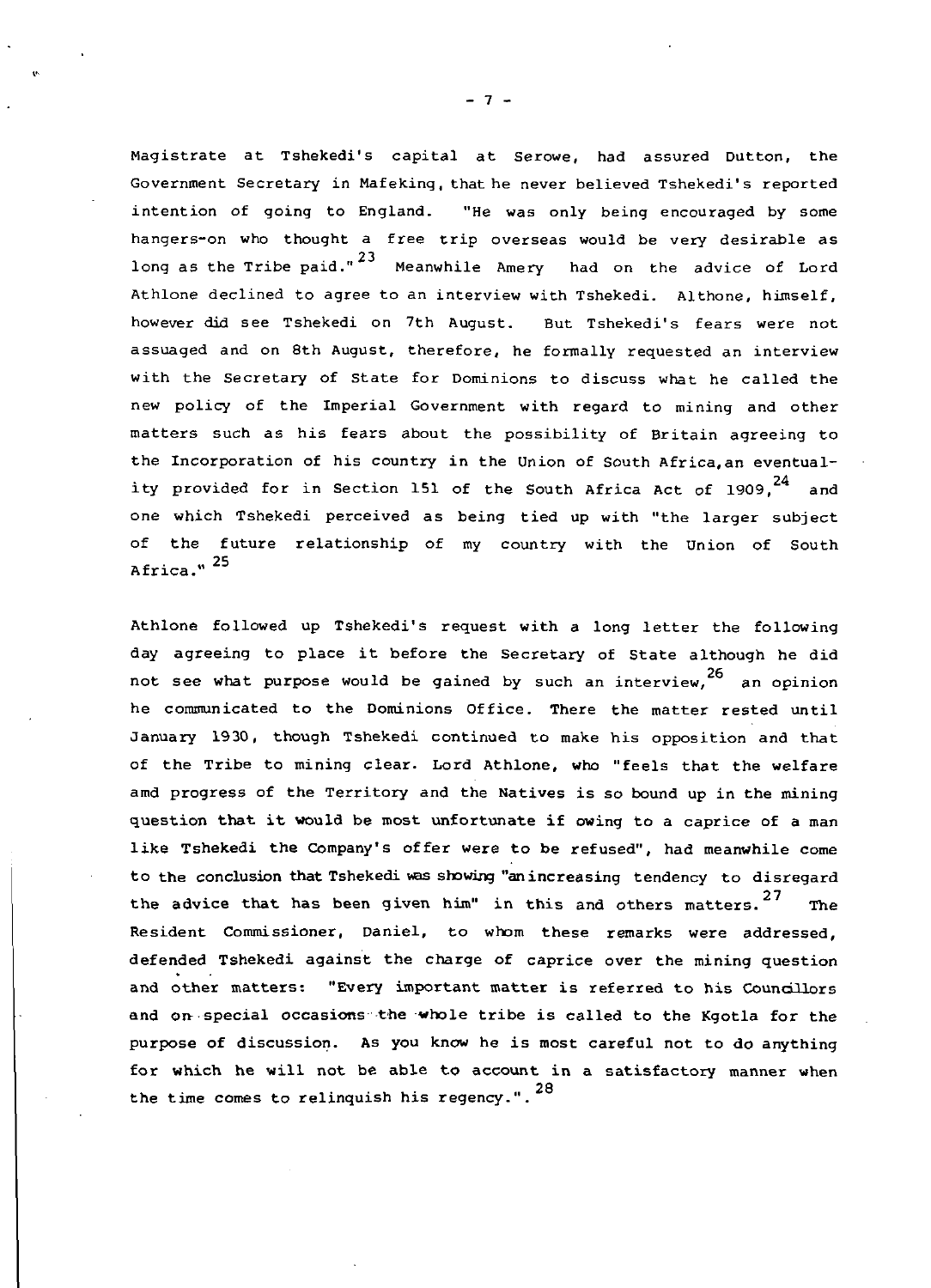Magistrate at Tshekedi's capital at Serowe, had assured Dutton, the Government Secretary in Mafeking, that he never believed Tshekedi's reported intention of going to England. "He was only being encouraged by some hangers-on who thought a free trip overseas would be very desirable as long as the Tribe paid."[23] Meanwhile Amery had on the advice of Lord Athlone declined to agree to an interview with Tshekedi. Althone, himself, however did see Tshekedi on 7th August. But Tshekedi's fears were not assuaged and on 8th August, therefore, he formally requested an interview with the Secretary of State for Dominions to discuss what he called the new policy of the Imperial Government with regard to mining and other matters such as his fears about the possibility of Britain agreeing to the Incorporation of his country in the Union of South Africa, an eventuality provided for in Section 151 of the South Africa Act of 1909,[24] and one which Tshekedi perceived as being tied up with "the larger subject of the future relationship of my country with the Union of South Africa."[25]

Athlone followed up Tshekedi's request with a long letter the following day agreeing to place it before the Secretary of State although he did not see what purpose would be gained by such an interview,[26] an opinion he communicated to the Dominions Office. There the matter rested until January 1930, though Tshekedi continued to make his opposition and that of the Tribe to mining clear. Lord Athlone, who "feels that the welfare amd progress of the Territory and the Natives is so bound up in the mining question that it would be most unfortunate if owing to a caprice of a man like Tshekedi the Company's offer were to be refused", had meanwhile come to the conclusion that Tshekedi was showing "an increasing tendency to disregard the advice that has been given him" in this and others matters.[27] The Resident Commissioner, Daniel, to whom these remarks were addressed, defended Tshekedi against the charge of caprice over the mining question and other matters: "Every important matter is referred to his Councillors and on special occasions the whole tribe is called to the Kgotla for the purpose of discussion. As you know he is most careful not to do anything for which he will not be able to account in a satisfactory manner when the time comes to relinquish his regency.".[28]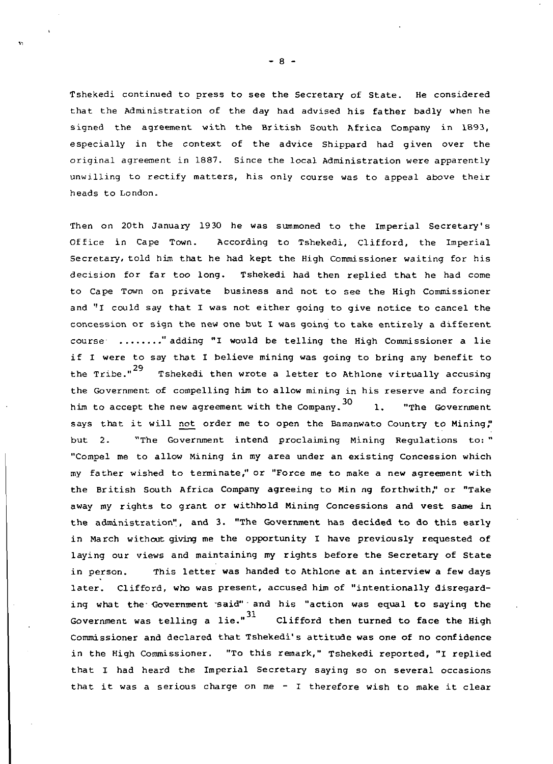Tshekedi continued to press to see the Secretary of State. He considered that the Administration of the day had advised his father badly when he signed the agreement with the British South Africa Company in 1893, especially in the context of the advice Shippard had given over the original agreement in 1887. Since the local Administration were apparently unwilling to rectify matters, his only course was to appeal above their heads to London.

Then on 20th January 1930 he was summoned to the Imperial Secretary's Office in Cape Town. According to Tshekedi, Clifford, the Imperial Secretary, told him that he had kept the High Commissioner waiting for his decision for far too long. Tshekedi had then replied that he had come to Cape Town on private business and not to see the High Commissioner and "I could say that I was not either going to give notice to cancel the concession or sign the new one but I was going to take entirely a different course ........" adding "I would be telling the High Commissioner a lie if I were to say that I believe mining was going to bring any benefit to the Tribe."[29] Tshekedi then wrote a letter to Athlone virtually accusing the Government of compelling him to allow mining in his reserve and forcing him to accept the new agreement with the Company.[30] 1. "The Government says that it will not order me to open the Bamanwato Country to Mining," but 2. "The Government intend proclaiming Mining Regulations to: " "Compel me to allow Mining in my area under an existing Concession which my father wished to terminate," or "Force me to make a new agreement with the British South Africa Company agreeing to Min ng forthwith," or "Take away my rights to grant or withhold Mining Concessions and vest same in the administration", and 3. "The Government has decided to do this early in March without giving me the opportunity I have previously requested of laying our views and maintaining my rights before the Secretary of State in person. This letter was handed to Athlone at an interview a few days later. Clifford, who was present, accused him of "intentionally disregarding what the Government said" and his "action was equal to saying the Government was telling a lie."[31] Clifford then turned to face the High Commissioner and declared that Tshekedi's attitude was one of no confidence in the High Commissioner. "To this remark," Tshekedi reported, "I replied that I had heard the Imperial Secretary saying so on several occasions that it was a serious charge on me - I therefore wish to make it clear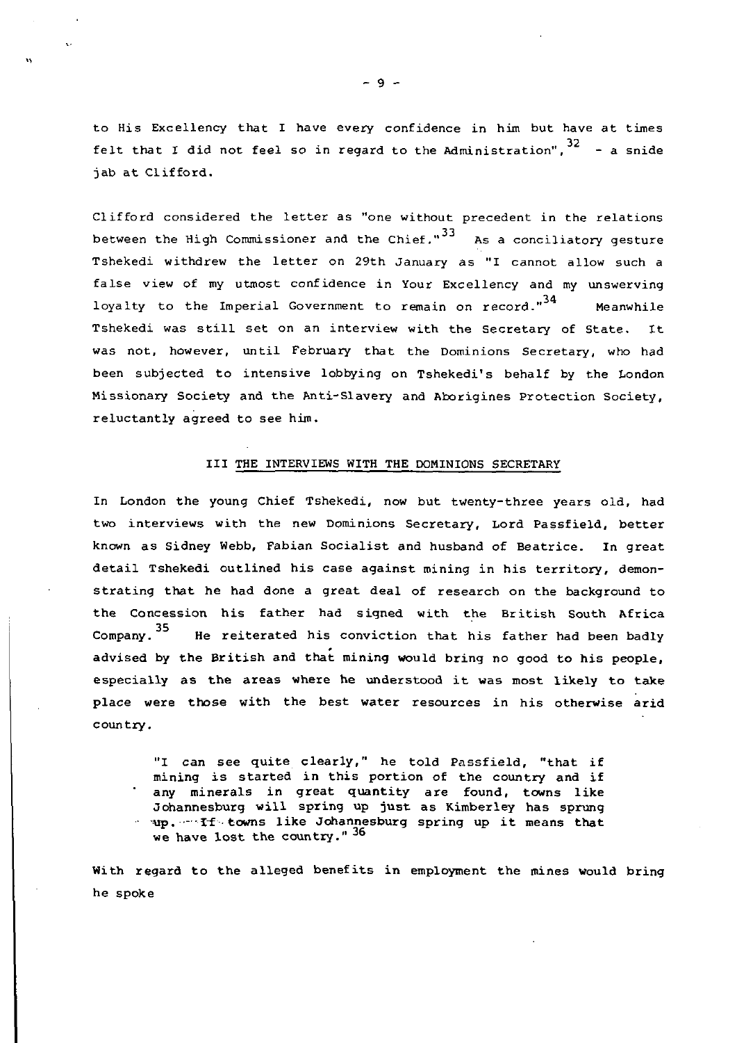to His Excellency that I have every confidence in him but have at times felt that I did not feel so in regard to the Administration",[32] - a snide jab at Clifford.

Clifford considered the letter as "one without precedent in the relations between the High Commissioner and the Chief."[33] As a conciliatory gesture Tshekedi withdrew the letter on 29th January as "I cannot allow such a false view of my utmost confidence in Your Excellency and my unswerving loyalty to the Imperial Government to remain on record."[34] Meanwhile Tshekedi was still set on an interview with the Secretary of State. It was not, however, until February that the Dominions Secretary, who had been subjected to intensive lobbying on Tshekedi's behalf by the London Missionary Society and the Anti-Slavery and Aborigines Protection Society, reluctantly agreed to see him.

## III THE INTERVIEWS WITH THE DOMINIONS SECRETARY

In London the young Chief Tshekedi, now but twenty-three years old, had two interviews with the new Dominions Secretary, Lord Passfield, better known as Sidney Webb, Fabian Socialist and husband of Beatrice. In great detail Tshekedi outlined his case against mining in his territory, demonstrating that he had done a great deal of research on the background to the Concession his father had signed with the British South Africa Company.[35] He reiterated his conviction that his father had been badly advised by the British and that mining would bring no good to his people, especially as the areas where he understood it was most likely to take place were those with the best water resources in his otherwise arid country.

> "I can see quite clearly," he told Passfield, "that if mining is started in this portion of the country and if any minerals in great quantity are found, towns like Johannesburg will spring up just as Kimberley has sprung up. If towns like Johannesburg spring up it means that we have lost the country."[36]

With regard to the alleged benefits in employment the mines would bring he spoke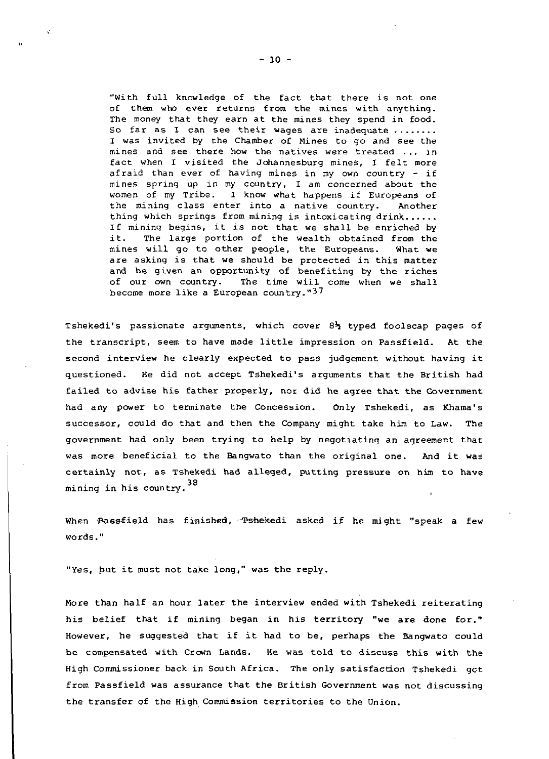> "With full knowledge of the fact that there is not one of them who ever returns from the mines with anything. The money that they earn at the mines they spend in food. So far as I can see their wages are inadequate ........ I was invited by the Chamber of Mines to go and see the mines and see there how the natives were treated ... in fact when I visited the Johannesburg mines, I felt more afraid than ever of having mines in my own country - if mines spring up in my country, I am concerned about the women of my Tribe. I know what happens if Europeans of the mining class enter into a native country. Another thing which springs from mining is intoxicating drink...... If mining begins, it is not that we shall be enriched by it. The large portion of the wealth obtained from the mines will go to other people, the Europeans. What we are asking is that we should be protected in this matter and be given an opportunity of benefiting by the riches of our own country. The time will come when we shall become more like a European country."[37]

Tshekedi's passionate arguments, which cover 8½ typed foolscap pages of the transcript, seem to have made little impression on Passfield. At the second interview he clearly expected to pass judgement without having it questioned. He did not accept Tshekedi's arguments that the British had failed to advise his father properly, nor did he agree that the Government had any power to terminate the Concession. Only Tshekedi, as Khama's successor, could do that and then the Company might take him to Law. The government had only been trying to help by negotiating an agreement that was more beneficial to the Bangwato than the original one. And it was certainly not, as Tshekedi had alleged, putting pressure on him to have mining in his country.[38]

When Passfield has finished, Tshekedi asked if he might "speak a few words."

"Yes, but it must not take long," was the reply.

More than half an hour later the interview ended with Tshekedi reiterating his belief that if mining began in his territory "we are done for." However, he suggested that if it had to be, perhaps the Bangwato could be compensated with Crown Lands. He was told to discuss this with the High Commissioner back in South Africa. The only satisfaction Tshekedi got from Passfield was assurance that the British Government was not discussing the transfer of the High Commission territories to the Union.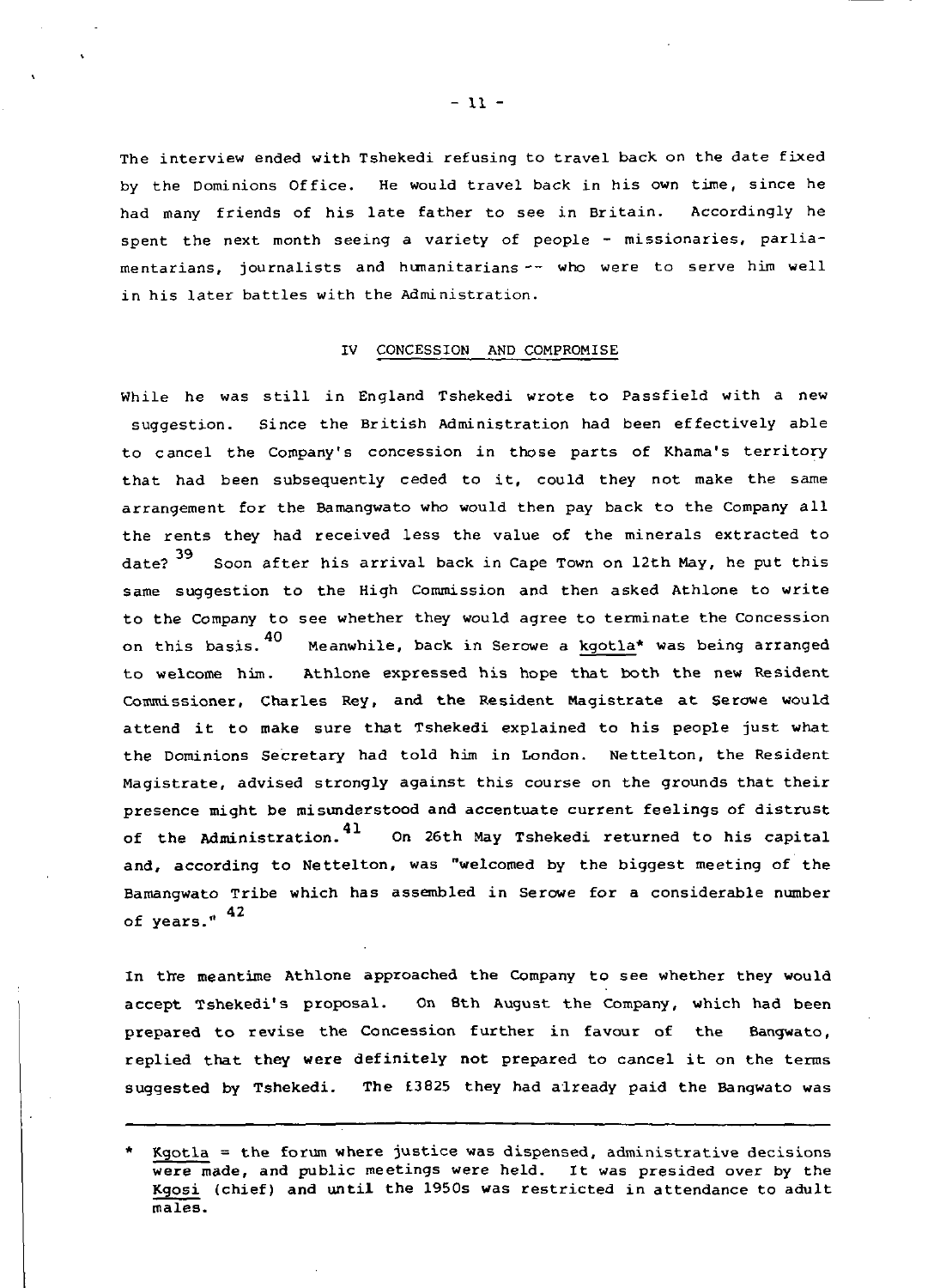The interview ended with Tshekedi refusing to travel back on the date fixed by the Dominions Office. He would travel back in his own time, since he had many friends of his late father to see in Britain. Accordingly he spent the next month seeing a variety of people - missionaries, parliamentarians, journalists and humanitarians -- who were to serve him well in his later battles with the Administration.

## IV CONCESSION AND COMPROMISE

While he was still in England Tshekedi wrote to Passfield with a new suggestion. Since the British Administration had been effectively able to cancel the Company's concession in those parts of Khama's territory that had been subsequently ceded to it, could they not make the same arrangement for the Bamangwato who would then pay back to the Company all the rents they had received less the value of the minerals extracted to date?[39] Soon after his arrival back in Cape Town on 12th May, he put this same suggestion to the High Commission and then asked Athlone to write to the Company to see whether they would agree to terminate the Concession on this basis.[40] Meanwhile, back in Serowe a kgotla* was being arranged to welcome him. Athlone expressed his hope that both the new Resident Commissioner, Charles Rey, and the Resident Magistrate at Serowe would attend it to make sure that Tshekedi explained to his people just what the Dominions Secretary had told him in London. Nettelton, the Resident Magistrate, advised strongly against this course on the grounds that their presence might be misunderstood and accentuate current feelings of distrust of the Administration.[41] On 26th May Tshekedi returned to his capital and, according to Nettelton, was "welcomed by the biggest meeting of the Bamangwato Tribe which has assembled in Serowe for a considerable number of years."[42]

In the meantime Athlone approached the Company to see whether they would accept Tshekedi's proposal. On 8th August the Company, which had been prepared to revise the Concession further in favour of the Bangwato, replied that they were definitely not prepared to cancel it on the terms suggested by Tshekedi. The £3825 they had already paid the Bangwato was

---

\* Kgotla = the forum where justice was dispensed, administrative decisions were made, and public meetings were held. It was presided over by the Kgosi (chief) and until the 1950s was restricted in attendance to adult males.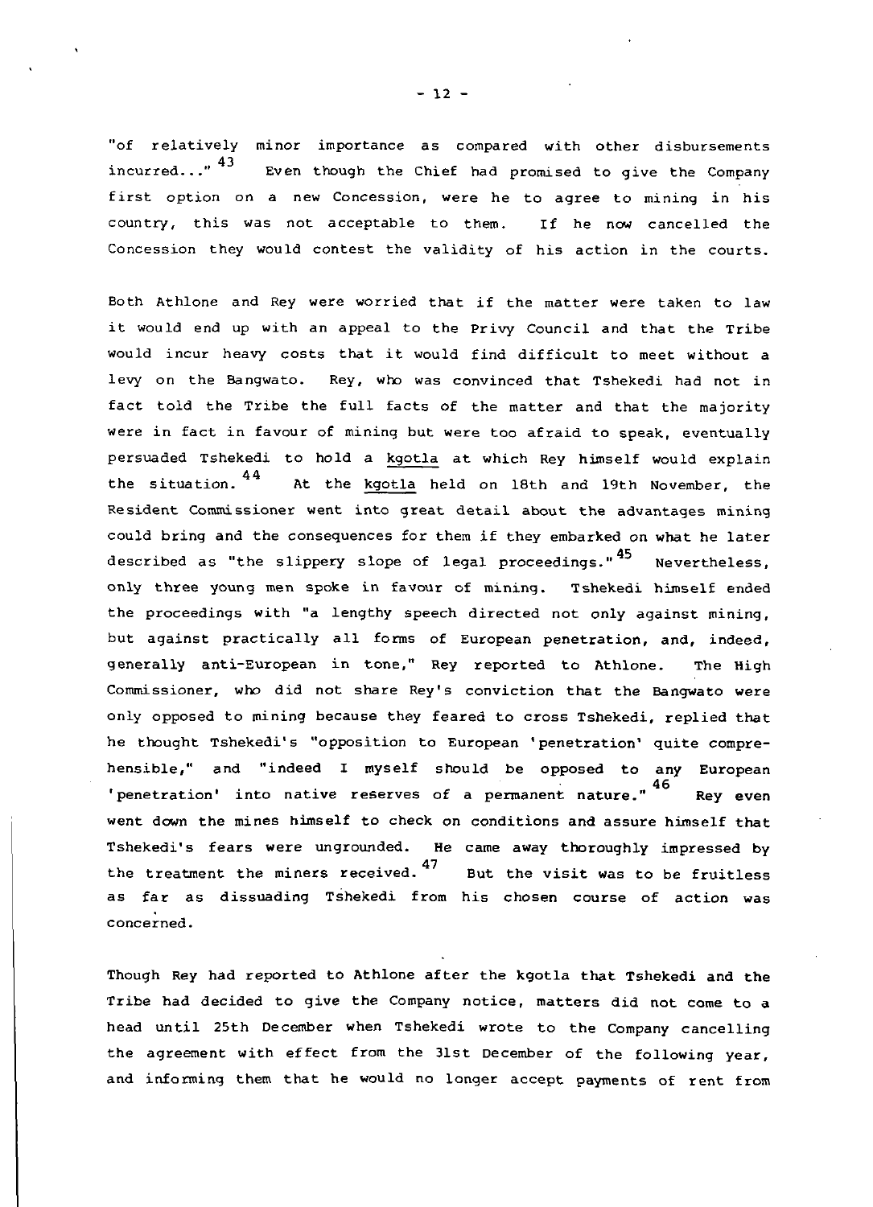"of relatively minor importance as compared with other disbursements incurred..."[43] Even though the Chief had promised to give the Company first option on a new Concession, were he to agree to mining in his country, this was not acceptable to them. If he now cancelled the Concession they would contest the validity of his action in the courts.

Both Athlone and Rey were worried that if the matter were taken to law it would end up with an appeal to the Privy Council and that the Tribe would incur heavy costs that it would find difficult to meet without a levy on the Bangwato. Rey, who was convinced that Tshekedi had not in fact told the Tribe the full facts of the matter and that the majority were in fact in favour of mining but were too afraid to speak, eventually persuaded Tshekedi to hold a _kgotla_ at which Rey himself would explain the situation.[44] At the _kgotla_ held on 18th and 19th November, the Resident Commissioner went into great detail about the advantages mining could bring and the consequences for them if they embarked on what he later described as "the slippery slope of legal proceedings."[45] Nevertheless, only three young men spoke in favour of mining. Tshekedi himself ended the proceedings with "a lengthy speech directed not only against mining, but against practically all forms of European penetration, and, indeed, generally anti-European in tone," Rey reported to Athlone. The High Commissioner, who did not share Rey's conviction that the Bangwato were only opposed to mining because they feared to cross Tshekedi, replied that he thought Tshekedi's "opposition to European 'penetration' quite comprehensible," and "indeed I myself should be opposed to any European 'penetration' into native reserves of a permanent nature."[46] Rey even went down the mines himself to check on conditions and assure himself that Tshekedi's fears were ungrounded. He came away thoroughly impressed by the treatment the miners received.[47] But the visit was to be fruitless as far as dissuading Tshekedi from his chosen course of action was concerned.

Though Rey had reported to Athlone after the kgotla that Tshekedi and the Tribe had decided to give the Company notice, matters did not come to a head until 25th December when Tshekedi wrote to the Company cancelling the agreement with effect from the 31st December of the following year, and informing them that he would no longer accept payments of rent from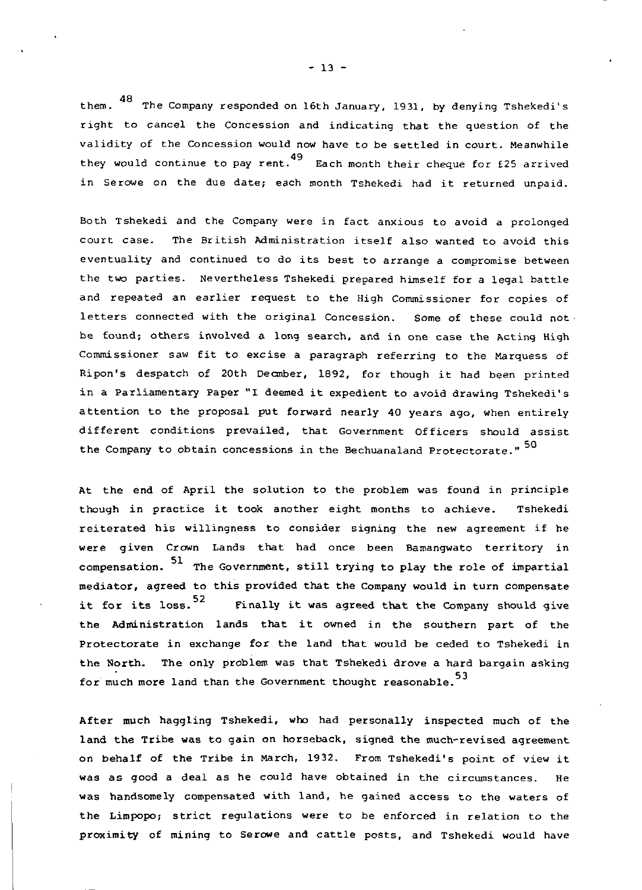them.[48] The Company responded on 16th January, 1931, by denying Tshekedi's right to cancel the Concession and indicating that the question of the validity of the Concession would now have to be settled in court. Meanwhile they would continue to pay rent.[49] Each month their cheque for £25 arrived in Serowe on the due date; each month Tshekedi had it returned unpaid.

Both Tshekedi and the Company were in fact anxious to avoid a prolonged court case. The British Administration itself also wanted to avoid this eventuality and continued to do its best to arrange a compromise between the two parties. Nevertheless Tshekedi prepared himself for a legal battle and repeated an earlier request to the High Commissioner for copies of letters connected with the original Concession. Some of these could not be found; others involved a long search, and in one case the Acting High Commissioner saw fit to excise a paragraph referring to the Marquess of Ripon's despatch of 20th Decmber, 1892, for though it had been printed in a Parliamentary Paper "I deemed it expedient to avoid drawing Tshekedi's attention to the proposal put forward nearly 40 years ago, when entirely different conditions prevailed, that Government Officers should assist the Company to obtain concessions in the Bechuanaland Protectorate."[50]

At the end of April the solution to the problem was found in principle though in practice it took another eight months to achieve. Tshekedi reiterated his willingness to consider signing the new agreement if he were given Crown Lands that had once been Bamangwato territory in compensation.[51] The Government, still trying to play the role of impartial mediator, agreed to this provided that the Company would in turn compensate it for its loss.[52] Finally it was agreed that the Company should give the Administration lands that it owned in the southern part of the Protectorate in exchange for the land that would be ceded to Tshekedi in the North. The only problem was that Tshekedi drove a hard bargain asking for much more land than the Government thought reasonable.[53]

After much haggling Tshekedi, who had personally inspected much of the land the Tribe was to gain on horseback, signed the much-revised agreement on behalf of the Tribe in March, 1932. From Tshekedi's point of view it was as good a deal as he could have obtained in the circumstances. He was handsomely compensated with land, he gained access to the waters of the Limpopo; strict regulations were to be enforced in relation to the proximity of mining to Serowe and cattle posts, and Tshekedi would have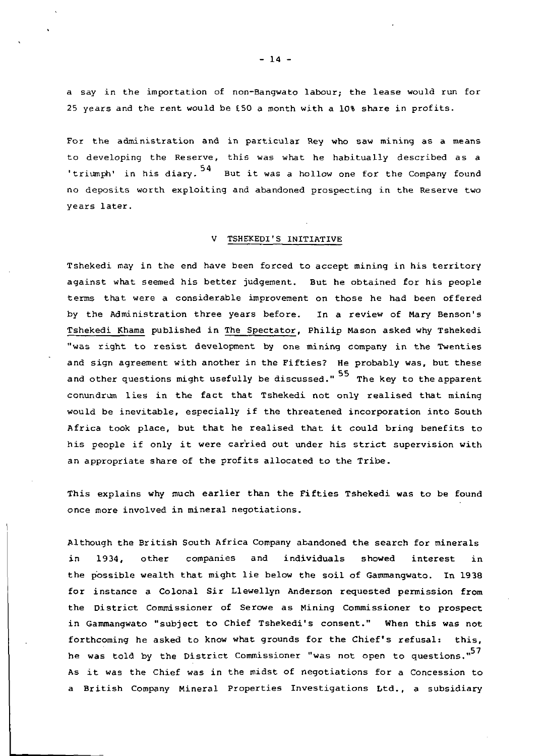a say in the importation of non-Bangwato labour; the lease would run for 25 years and the rent would be £50 a month with a 10% share in profits.

For the administration and in particular Rey who saw mining as a means to developing the Reserve, this was what he habitually described as a 'triumph' in his diary.[54] But it was a hollow one for the Company found no deposits worth exploiting and abandoned prospecting in the Reserve two years later.

## V TSHEKEDI'S INITIATIVE

Tshekedi may in the end have been forced to accept mining in his territory against what seemed his better judgement. But he obtained for his people terms that were a considerable improvement on those he had been offered by the Administration three years before. In a review of Mary Benson's Tshekedi Khama published in The Spectator, Philip Mason asked why Tshekedi "was right to resist development by one mining company in the Twenties and sign agreement with another in the Fifties? He probably was, but these and other questions might usefully be discussed."[55] The key to the apparent conundrum lies in the fact that Tshekedi not only realised that mining would be inevitable, especially if the threatened incorporation into South Africa took place, but that he realised that it could bring benefits to his people if only it were carried out under his strict supervision with an appropriate share of the profits allocated to the Tribe.

This explains why much earlier than the Fifties Tshekedi was to be found once more involved in mineral negotiations.

Although the British South Africa Company abandoned the search for minerals in 1934, other companies and individuals showed interest in the possible wealth that might lie below the soil of Gammangwato. In 1938 for instance a Colonal Sir Llewellyn Anderson requested permission from the District Commissioner of Serowe as Mining Commissioner to prospect in Gammangwato "subject to Chief Tshekedi's consent." When this was not forthcoming he asked to know what grounds for the Chief's refusal: this, he was told by the District Commissioner "was not open to questions."[57] As it was the Chief was in the midst of negotiations for a Concession to a British Company Mineral Properties Investigations Ltd., a subsidiary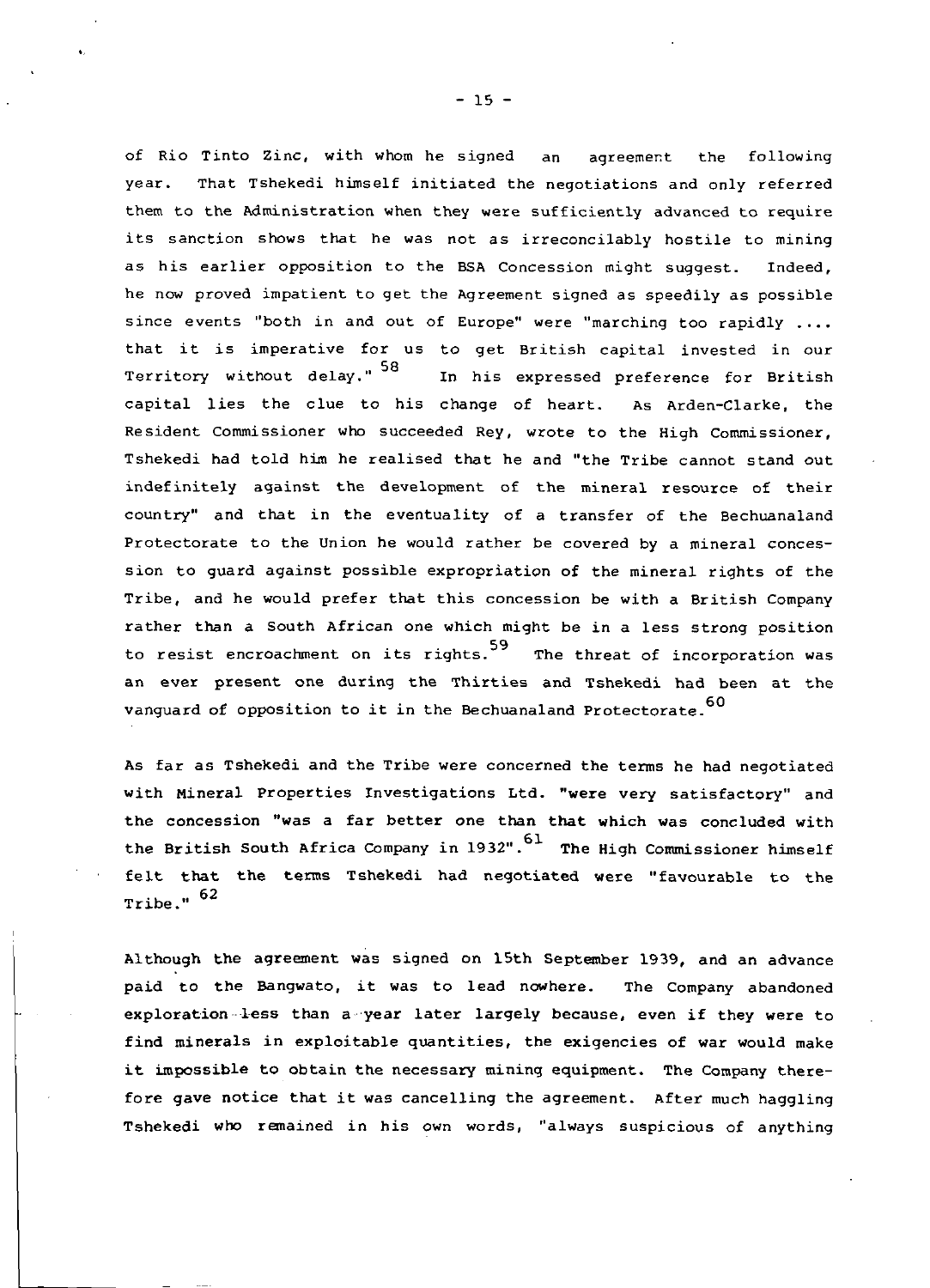of Rio Tinto Zinc, with whom he signed an agreement the following year. That Tshekedi himself initiated the negotiations and only referred them to the Administration when they were sufficiently advanced to require its sanction shows that he was not as irreconcilably hostile to mining as his earlier opposition to the BSA Concession might suggest. Indeed, he now proved impatient to get the Agreement signed as speedily as possible since events "both in and out of Europe" were "marching too rapidly .... that it is imperative for us to get British capital invested in our Territory without delay."[58] In his expressed preference for British capital lies the clue to his change of heart. As Arden-Clarke, the Resident Commissioner who succeeded Rey, wrote to the High Commissioner, Tshekedi had told him he realised that he and "the Tribe cannot stand out indefinitely against the development of the mineral resource of their country" and that in the eventuality of a transfer of the Bechuanaland Protectorate to the Union he would rather be covered by a mineral concession to guard against possible expropriation of the mineral rights of the Tribe, and he would prefer that this concession be with a British Company rather than a South African one which might be in a less strong position to resist encroachment on its rights.[59] The threat of incorporation was an ever present one during the Thirties and Tshekedi had been at the vanguard of opposition to it in the Bechuanaland Protectorate.[60]

As far as Tshekedi and the Tribe were concerned the terms he had negotiated with Mineral Properties Investigations Ltd. "were very satisfactory" and the concession "was a far better one than that which was concluded with the British South Africa Company in 1932".[61] The High Commissioner himself felt that the terms Tshekedi had negotiated were "favourable to the Tribe."[62]

Although the agreement was signed on 15th September 1939, and an advance paid to the Bangwato, it was to lead nowhere. The Company abandoned exploration less than a year later largely because, even if they were to find minerals in exploitable quantities, the exigencies of war would make it impossible to obtain the necessary mining equipment. The Company therefore gave notice that it was cancelling the agreement. After much haggling Tshekedi who remained in his own words, "always suspicious of anything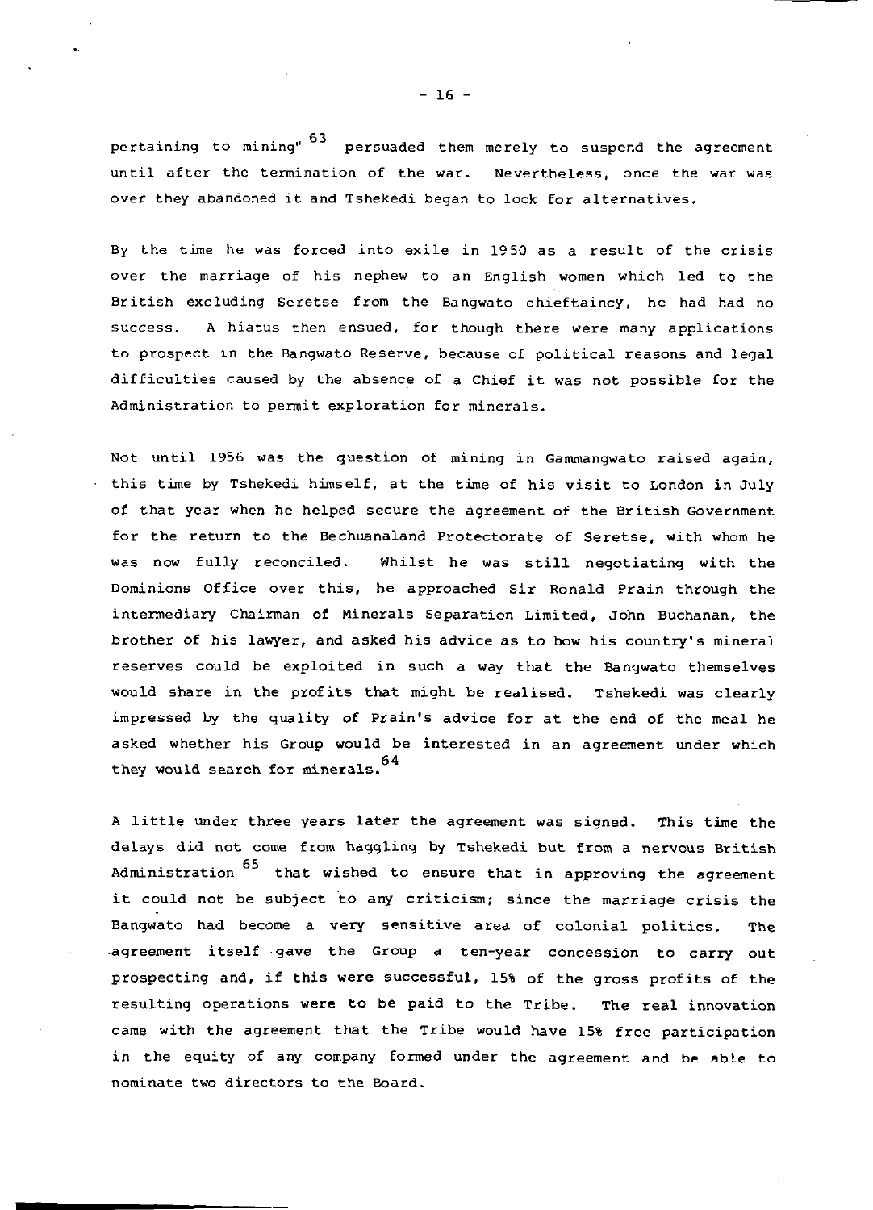pertaining to mining"[63] persuaded them merely to suspend the agreement until after the termination of the war. Nevertheless, once the war was over they abandoned it and Tshekedi began to look for alternatives.

By the time he was forced into exile in 1950 as a result of the crisis over the marriage of his nephew to an English women which led to the British excluding Seretse from the Bangwato chieftaincy, he had had no success. A hiatus then ensued, for though there were many applications to prospect in the Bangwato Reserve, because of political reasons and legal difficulties caused by the absence of a Chief it was not possible for the Administration to permit exploration for minerals.

Not until 1956 was the question of mining in Gammangwato raised again, this time by Tshekedi himself, at the time of his visit to London in July of that year when he helped secure the agreement of the British Government for the return to the Bechuanaland Protectorate of Seretse, with whom he was now fully reconciled. Whilst he was still negotiating with the Dominions Office over this, he approached Sir Ronald Prain through the intermediary Chairman of Minerals Separation Limited, John Buchanan, the brother of his lawyer, and asked his advice as to how his country's mineral reserves could be exploited in such a way that the Bangwato themselves would share in the profits that might be realised. Tshekedi was clearly impressed by the quality of Prain's advice for at the end of the meal he asked whether his Group would be interested in an agreement under which they would search for minerals.[64]

A little under three years later the agreement was signed. This time the delays did not come from haggling by Tshekedi but from a nervous British Administration[65] that wished to ensure that in approving the agreement it could not be subject to any criticism; since the marriage crisis the Bangwato had become a very sensitive area of colonial politics. The agreement itself gave the Group a ten-year concession to carry out prospecting and, if this were successful, 15% of the gross profits of the resulting operations were to be paid to the Tribe. The real innovation came with the agreement that the Tribe would have 15% free participation in the equity of any company formed under the agreement and be able to nominate two directors to the Board.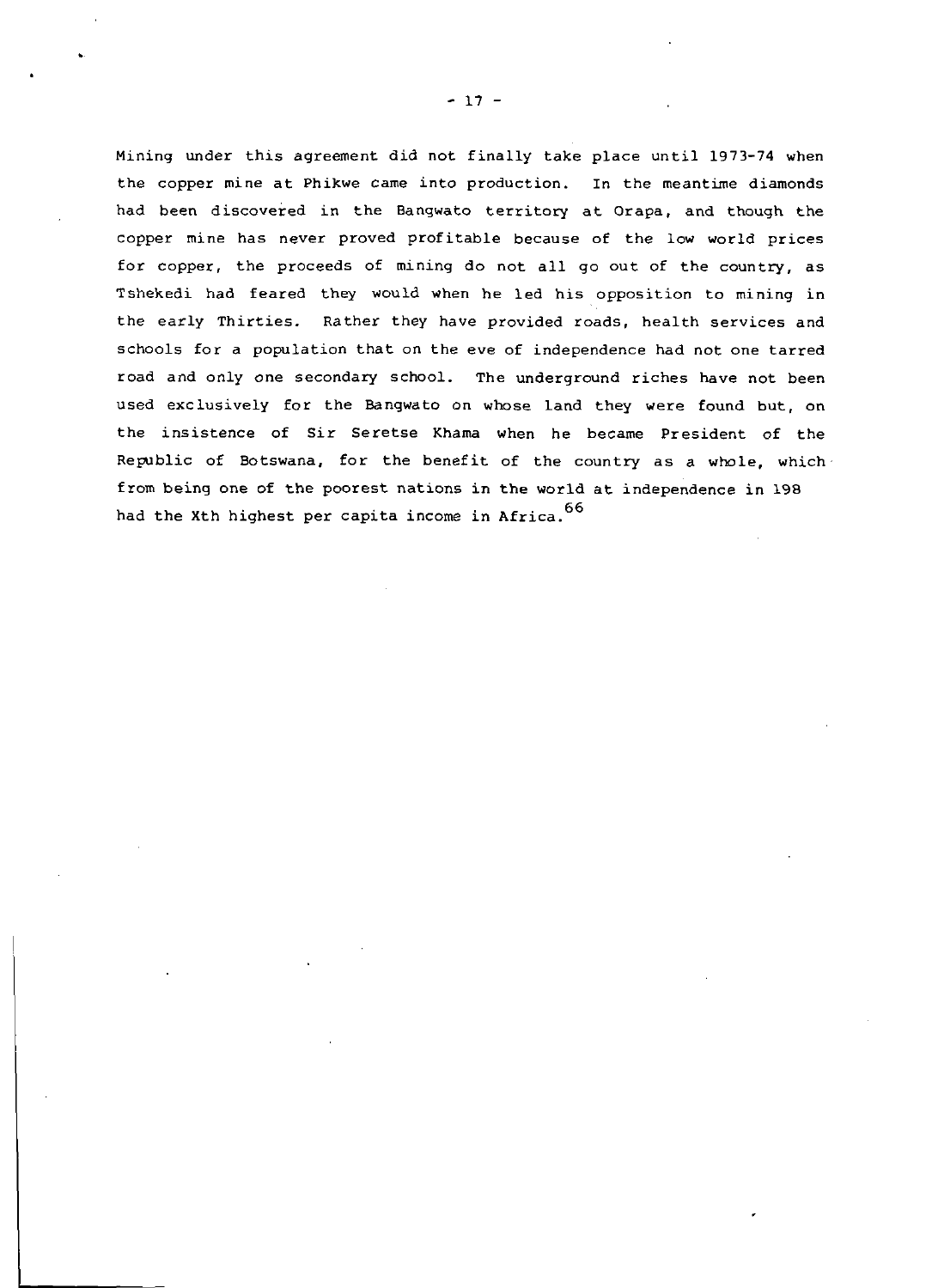Mining under this agreement did not finally take place until 1973-74 when the copper mine at Phikwe came into production. In the meantime diamonds had been discovered in the Bangwato territory at Orapa, and though the copper mine has never proved profitable because of the low world prices for copper, the proceeds of mining do not all go out of the country, as Tshekedi had feared they would when he led his opposition to mining in the early Thirties. Rather they have provided roads, health services and schools for a population that on the eve of independence had not one tarred road and only one secondary school. The underground riches have not been used exclusively for the Bangwato on whose land they were found but, on the insistence of Sir Seretse Khama when he became President of the Republic of Botswana, for the benefit of the country as a whole, which from being one of the poorest nations in the world at independence in 198 had the Xth highest per capita income in Africa.[66]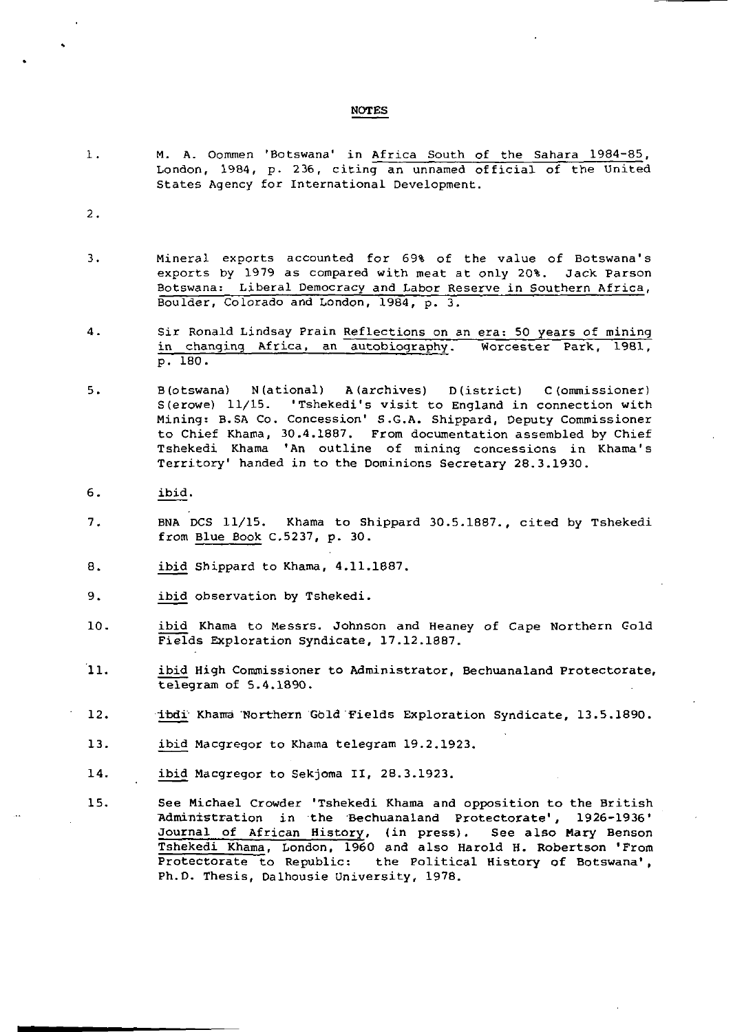# NOTES

1. M. A. Oommen 'Botswana' in Africa South of the Sahara 1984-85, London, 1984, p. 236, citing an unnamed official of the United States Agency for International Development.

2.

3. Mineral exports accounted for 69% of the value of Botswana's exports by 1979 as compared with meat at only 20%. Jack Parson Botswana: Liberal Democracy and Labor Reserve in Southern Africa, Boulder, Colorado and London, 1984, p. 3.

4. Sir Ronald Lindsay Prain Reflections on an era: 50 years of mining in changing Africa, an autobiography. Worcester Park, 1981, p. 180.

5. B(otswana) N(ational) A(archives) D(istrict) C(ommissioner) S(erowe) 11/15. 'Tshekedi's visit to England in connection with Mining: B.SA Co. Concession' S.G.A. Shippard, Deputy Commissioner to Chief Khama, 30.4.1887. From documentation assembled by Chief Tshekedi Khama 'An outline of mining concessions in Khama's Territory' handed in to the Dominions Secretary 28.3.1930.

6. ibid.

7. BNA DCS 11/15. Khama to Shippard 30.5.1887., cited by Tshekedi from Blue Book C.5237, p. 30.

8. ibid Shippard to Khama, 4.11.1887.

9. ibid observation by Tshekedi.

10. ibid Khama to Messrs. Johnson and Heaney of Cape Northern Gold Fields Exploration Syndicate, 17.12.1887.

11. ibid High Commissioner to Administrator, Bechuanaland Protectorate, telegram of 5.4.1890.

12. ibdi Khama Northern Gold Fields Exploration Syndicate, 13.5.1890.

13. ibid Macgregor to Khama telegram 19.2.1923.

14. ibid Macgregor to Sekjoma II, 28.3.1923.

15. See Michael Crowder 'Tshekedi Khama and opposition to the British Administration in the Bechuanaland Protectorate', 1926-1936' Journal of African History, (in press). See also Mary Benson Tshekedi Khama, London, 1960 and also Harold H. Robertson 'From Protectorate to Republic: the Political History of Botswana', Ph.D. Thesis, Dalhousie University, 1978.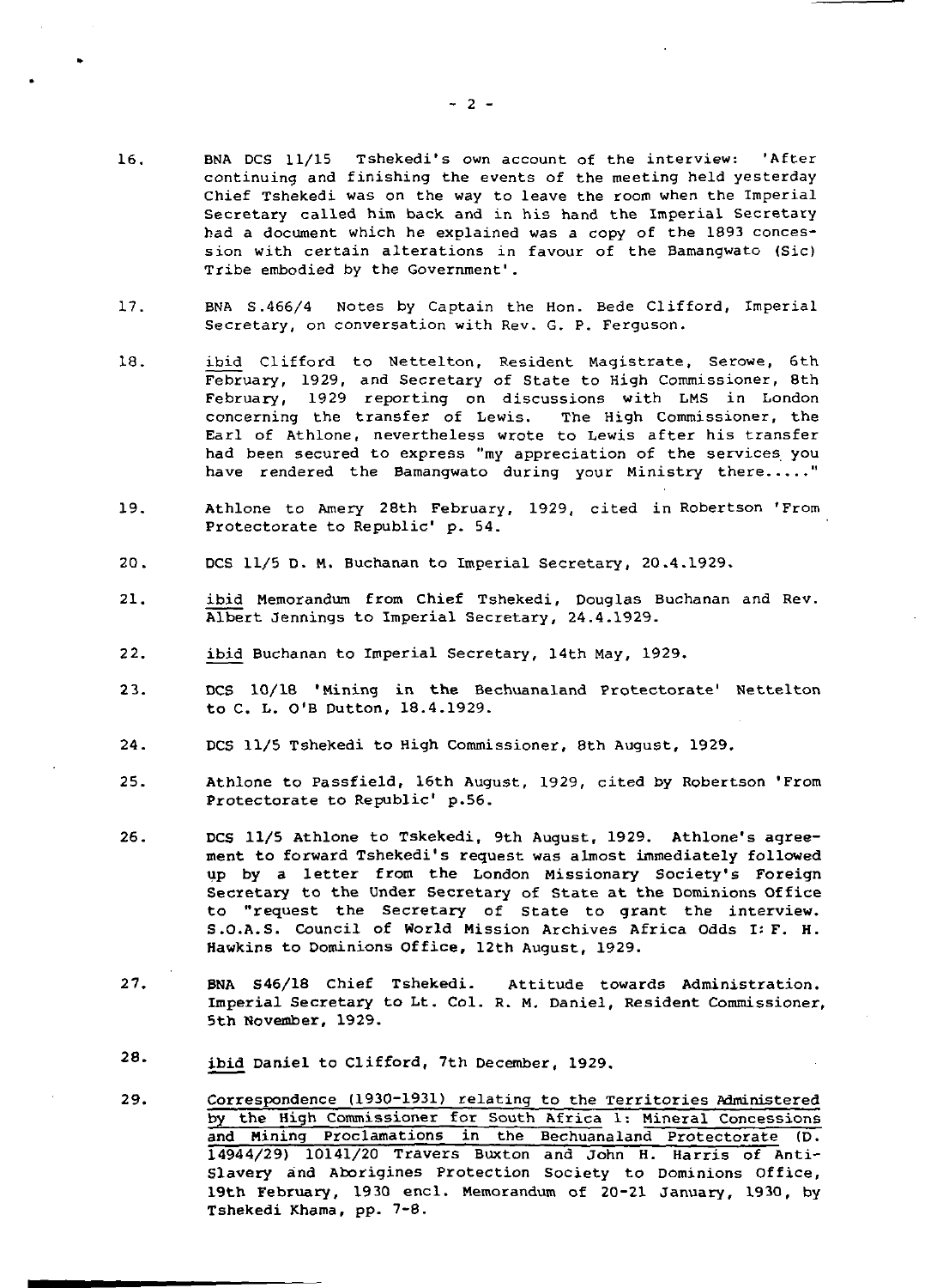16. BNA DCS 11/15 Tshekedi's own account of the interview: 'After continuing and finishing the events of the meeting held yesterday Chief Tshekedi was on the way to leave the room when the Imperial Secretary called him back and in his hand the Imperial Secretary had a document which he explained was a copy of the 1893 concession with certain alterations in favour of the Bamangwato (Sic) Tribe embodied by the Government'.

17. BNA S.466/4 Notes by Captain the Hon. Bede Clifford, Imperial Secretary, on conversation with Rev. G. P. Ferguson.

18. ibid Clifford to Nettelton, Resident Magistrate, Serowe, 6th February, 1929, and Secretary of State to High Commissioner, 8th February, 1929 reporting on discussions with LMS in London concerning the transfer of Lewis. The High Commissioner, the Earl of Athlone, nevertheless wrote to Lewis after his transfer had been secured to express "my appreciation of the services you have rendered the Bamangwato during your Ministry there....."

19. Athlone to Amery 28th February, 1929, cited in Robertson 'From Protectorate to Republic' p. 54.

20. DCS 11/5 D. M. Buchanan to Imperial Secretary, 20.4.1929.

21. ibid Memorandum from Chief Tshekedi, Douglas Buchanan and Rev. Albert Jennings to Imperial Secretary, 24.4.1929.

22. ibid Buchanan to Imperial Secretary, 14th May, 1929.

23. DCS 10/18 'Mining in the Bechuanaland Protectorate' Nettelton to C. L. O'B Dutton, 18.4.1929.

24. DCS 11/5 Tshekedi to High Commissioner, 8th August, 1929.

25. Athlone to Passfield, 16th August, 1929, cited by Robertson 'From Protectorate to Republic' p.56.

26. DCS 11/5 Athlone to Tskekedi, 9th August, 1929. Athlone's agreement to forward Tshekedi's request was almost immediately followed up by a letter from the London Missionary Society's Foreign Secretary to the Under Secretary of State at the Dominions Office to "request the Secretary of State to grant the interview. S.O.A.S. Council of World Mission Archives Africa Odds I: F. H. Hawkins to Dominions Office, 12th August, 1929.

27. BNA S46/18 Chief Tshekedi. Attitude towards Administration. Imperial Secretary to Lt. Col. R. M. Daniel, Resident Commissioner, 5th November, 1929.

28. ibid Daniel to Clifford, 7th December, 1929.

29. Correspondence (1930-1931) relating to the Territories Administered by the High Commissioner for South Africa 1: Mineral Concessions and Mining Proclamations in the Bechuanaland Protectorate (D. 14944/29) 10141/20 Travers Buxton and John H. Harris of Anti-Slavery and Aborigines Protection Society to Dominions Office, 19th February, 1930 encl. Memorandum of 20-21 January, 1930, by Tshekedi Khama, pp. 7-8.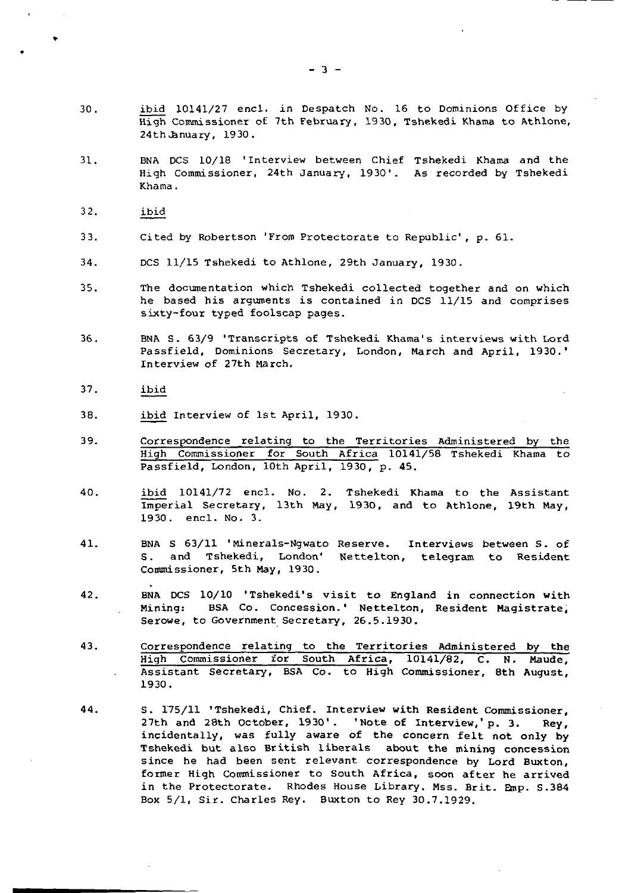30. _ibid_ 10141/27 encl. in Despatch No. 16 to Dominions Office by High Commissioner of 7th February, 1930, Tshekedi Khama to Athlone, 24th January, 1930.

31. BNA DCS 10/18 'Interview between Chief Tshekedi Khama and the High Commissioner, 24th January, 1930'. As recorded by Tshekedi Khama.

32. _ibid_

33. Cited by Robertson 'From Protectorate to Republic', p. 61.

34. DCS 11/15 Tshekedi to Athlone, 29th January, 1930.

35. The documentation which Tshekedi collected together and on which he based his arguments is contained in DCS 11/15 and comprises sixty-four typed foolscap pages.

36. BNA S. 63/9 'Transcripts of Tshekedi Khama's interviews with Lord Passfield, Dominions Secretary, London, March and April, 1930.' Interview of 27th March.

37. _ibid_

38. _ibid_ Interview of 1st April, 1930.

39. _Correspondence relating to the Territories Administered by the High Commissioner for South Africa_ 10141/58 Tshekedi Khama to Passfield, London, 10th April, 1930, p. 45.

40. _ibid_ 10141/72 encl. No. 2. Tshekedi Khama to the Assistant Imperial Secretary, 13th May, 1930, and to Athlone, 19th May, 1930. encl. No. 3.

41. BNA S 63/11 'Minerals-Ngwato Reserve. Interviews between S. of S. and Tshekedi, London' Nettelton, telegram to Resident Commissioner, 5th May, 1930.

42. BNA DCS 10/10 'Tshekedi's visit to England in connection with Mining: BSA Co. Concession.' Nettelton, Resident Magistrate, Serowe, to Government Secretary, 26.5.1930.

43. _Correspondence relating to the Territories Administered by the High Commissioner for South Africa_, 10141/82, C. N. Maude, Assistant Secretary, BSA Co. to High Commissioner, 8th August, 1930.

44. S. 175/11 'Tshekedi, Chief. Interview with Resident Commissioner, 27th and 28th October, 1930'. 'Note of Interview,' p. 3. Rey, incidentally, was fully aware of the concern felt not only by Tshekedi but also British liberals about the mining concession since he had been sent relevant correspondence by Lord Buxton, former High Commissioner to South Africa, soon after he arrived in the Protectorate. Rhodes House Library. Mss. Brit. Emp. S.384 Box 5/1, Sir. Charles Rey. Buxton to Rey 30.7.1929.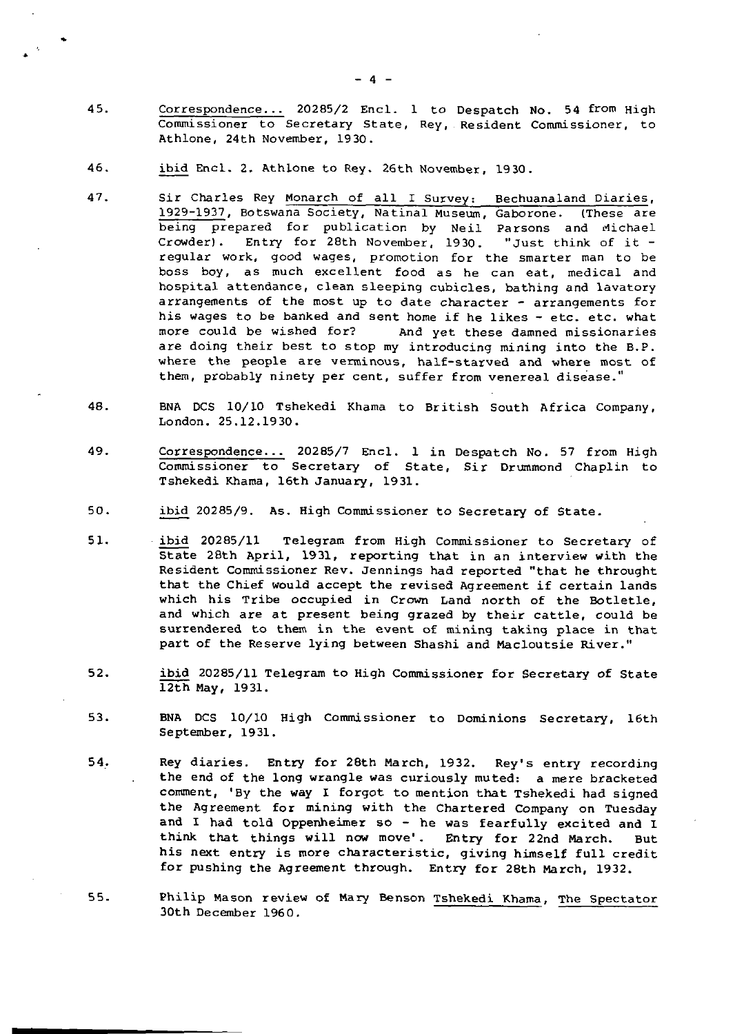45. Correspondence... 20285/2 Encl. 1 to Despatch No. 54 from High Commissioner to Secretary State, Rey, Resident Commissioner, to Athlone, 24th November, 1930.

46. ibid Encl. 2. Athlone to Rey. 26th November, 1930.

47. Sir Charles Rey Monarch of all I Survey: Bechuanaland Diaries, 1929-1937, Botswana Society, Natinal Museum, Gaborone. (These are being prepared for publication by Neil Parsons and Michael Crowder). Entry for 28th November, 1930. "Just think of it - regular work, good wages, promotion for the smarter man to be boss boy, as much excellent food as he can eat, medical and hospital attendance, clean sleeping cubicles, bathing and lavatory arrangements of the most up to date character - arrangements for his wages to be banked and sent home if he likes - etc. etc. what more could be wished for? And yet these damned missionaries are doing their best to stop my introducing mining into the B.P. where the people are verminous, half-starved and where most of them, probably ninety per cent, suffer from venereal disease."

48. BNA DCS 10/10 Tshekedi Khama to British South Africa Company, London. 25.12.1930.

49. Correspondence... 20285/7 Encl. 1 in Despatch No. 57 from High Commissioner to Secretary of State, Sir Drummond Chaplin to Tshekedi Khama, 16th January, 1931.

50. ibid 20285/9. As. High Commissioner to Secretary of State.

51. ibid 20285/11 Telegram from High Commissioner to Secretary of State 28th April, 1931, reporting that in an interview with the Resident Commissioner Rev. Jennings had reported "that he throught that the Chief would accept the revised Agreement if certain lands which his Tribe occupied in Crown Land north of the Botlele, and which are at present being grazed by their cattle, could be surrendered to them in the event of mining taking place in that part of the Reserve lying between Shashi and Macloutsie River."

52. ibid 20285/11 Telegram to High Commissioner for Secretary of State 12th May, 1931.

53. BNA DCS 10/10 High Commissioner to Dominions Secretary, 16th September, 1931.

54. Rey diaries. Entry for 28th March, 1932. Rey's entry recording the end of the long wrangle was curiously muted: a mere bracketed comment, 'By the way I forgot to mention that Tshekedi had signed the Agreement for mining with the Chartered Company on Tuesday and I had told Oppenheimer so - he was fearfully excited and I think that things will now move'. Entry for 22nd March. But his next entry is more characteristic, giving himself full credit for pushing the Agreement through. Entry for 28th March, 1932.

55. Philip Mason review of Mary Benson Tshekedi Khama, The Spectator 30th December 1960.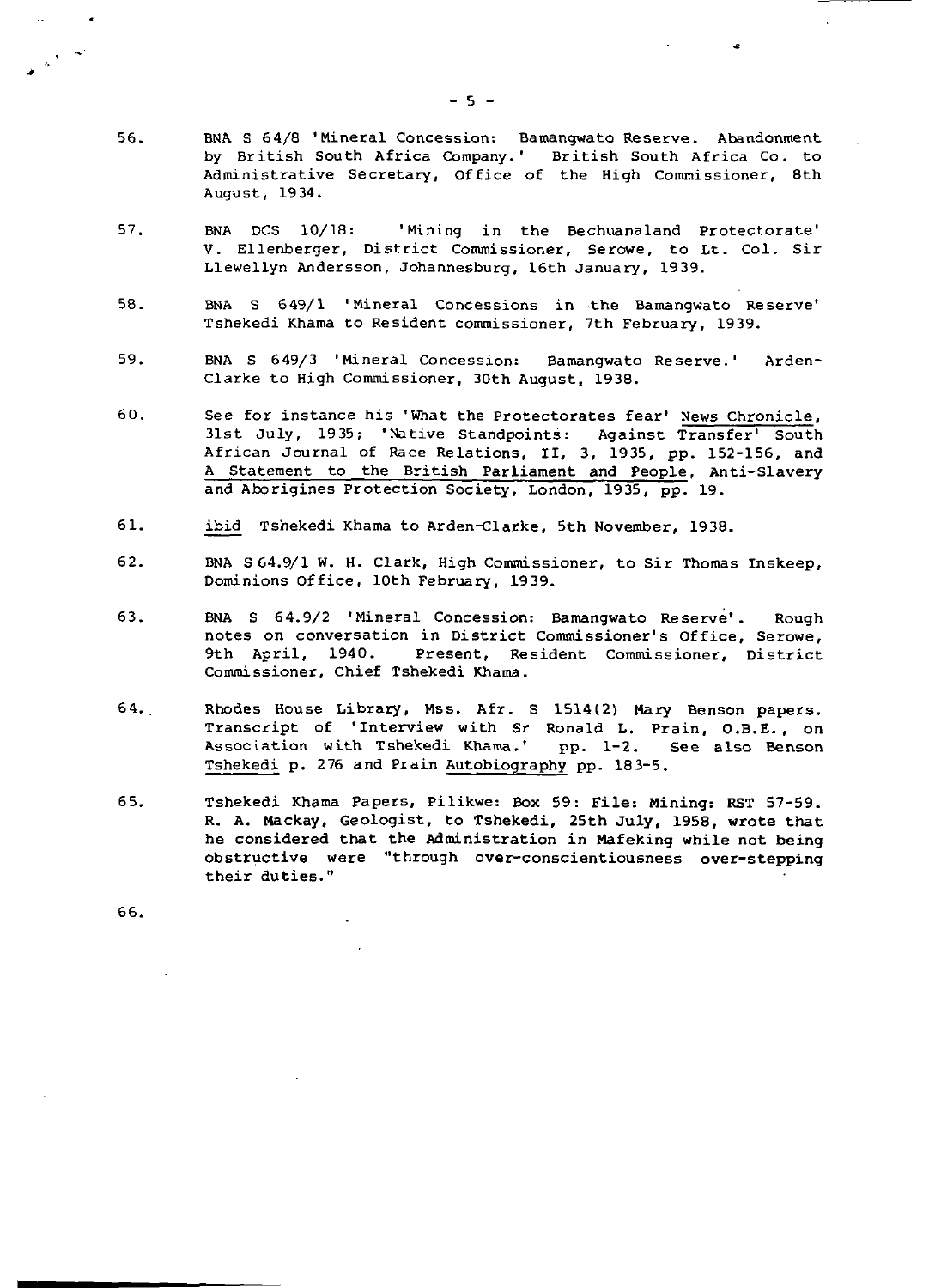56. BNA S 64/8 'Mineral Concession: Bamangwato Reserve. Abandonment by British South Africa Company.' British South Africa Co. to Administrative Secretary, Office of the High Commissioner, 8th August, 1934.

57. BNA DCS 10/18: 'Mining in the Bechuanaland Protectorate' V. Ellenberger, District Commissioner, Serowe, to Lt. Col. Sir Llewellyn Andersson, Johannesburg, 16th January, 1939.

58. BNA S 649/1 'Mineral Concessions in the Bamangwato Reserve' Tshekedi Khama to Resident commissioner, 7th February, 1939.

59. BNA S 649/3 'Mineral Concession: Bamangwato Reserve.' Arden-Clarke to High Commissioner, 30th August, 1938.

60. See for instance his 'What the Protectorates fear' News Chronicle, 31st July, 1935; 'Native Standpoints: Against Transfer' South African Journal of Race Relations, II, 3, 1935, pp. 152-156, and A Statement to the British Parliament and People, Anti-Slavery and Aborigines Protection Society, London, 1935, pp. 19.

61. ibid Tshekedi Khama to Arden-Clarke, 5th November, 1938.

62. BNA S 64.9/1 W. H. Clark, High Commissioner, to Sir Thomas Inskeep, Dominions Office, 10th February, 1939.

63. BNA S 64.9/2 'Mineral Concession: Bamangwato Reserve'. Rough notes on conversation in District Commissioner's Office, Serowe, 9th April, 1940. Present, Resident Commissioner, District Commissioner, Chief Tshekedi Khama.

64. Rhodes House Library, Mss. Afr. S 1514(2) Mary Benson papers. Transcript of 'Interview with Sr Ronald L. Prain, O.B.E., on Association with Tshekedi Khama.' pp. 1-2. See also Benson Tshekedi p. 276 and Prain Autobiography pp. 183-5.

65. Tshekedi Khama Papers, Pilikwe: Box 59: File: Mining: RST 57-59. R. A. Mackay, Geologist, to Tshekedi, 25th July, 1958, wrote that he considered that the Administration in Mafeking while not being obstructive were "through over-conscientiousness over-stepping their duties."

66.